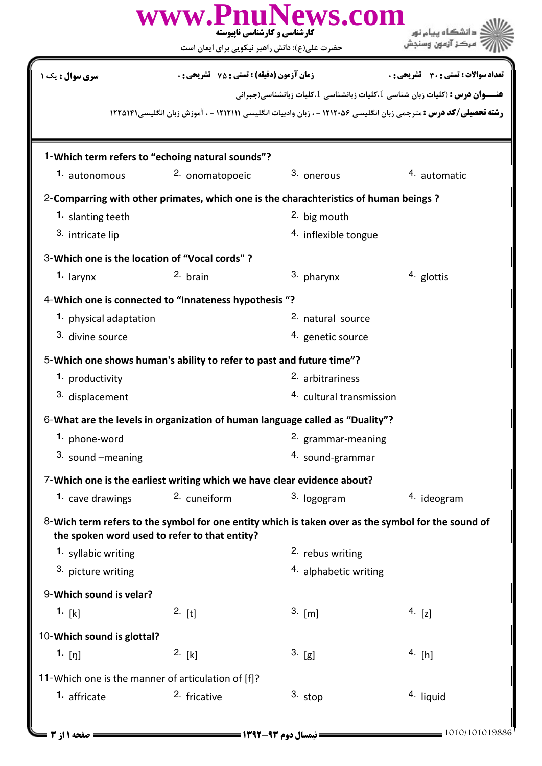www.PnuNews.com

کارشناسی و کارشناسی ناپیوسته

حضرت علی(ع): دانش راهبر نیکویی برای ایمان است

دانشگاه پیام نور
مرکز آزمون وسنجش

**سری سوال :** یک ۱

**زمان آزمون (دقیقه) : تستی :** ۷۵ **تشریحی :** ۰

**تعداد سوالات : تستی :** ۳۰ **تشریحی :** ۰

**عنـــوان درس :** (کلیات زبان شناسی I،کلیات زبانشناسی I،کلیات زبانشناسی(جبرانی

**رشته تحصیلی/کد درس :** مترجمی زبان انگلیسی ۱۲۱۲۰۵۶ - ، زبان وادبیات انگلیسی ۱۲۱۲۱۱۱ - ، آموزش زبان انگلیسی۱۲۲۵۱۴۱

1-**Which term refers to “echoing natural sounds”?**

1. autonomous
2. onomatopoeic
3. onerous
4. automatic

2-**Comparring with other primates, which one is the charachteristics of human beings ?**

1. slanting teeth
2. big mouth
3. intricate lip
4. inflexible tongue

3-**Which one is the location of “Vocal cords" ?**

1. larynx
2. brain
3. pharynx
4. glottis

4-**Which one is connected to “Innateness hypothesis “?**

1. physical adaptation
2. natural source
3. divine source
4. genetic source

5-**Which one shows human's ability to refer to past and future time”?**

1. productivity
2. arbitrariness
3. displacement
4. cultural transmission

6-**What are the levels in organization of human language called as “Duality”?**

1. phone-word
2. grammar-meaning
3. sound –meaning
4. sound-grammar

7-**Which one is the earliest writing which we have clear evidence about?**

1. cave drawings
2. cuneiform
3. logogram
4. ideogram

8-**Wich term refers to the symbol for one entity which is taken over as the symbol for the sound of the spoken word used to refer to that entity?**

1. syllabic writing
2. rebus writing
3. picture writing
4. alphabetic writing

9-**Which sound is velar?**

1. [k]
2. [t]
3. [m]
4. [z]

10-**Which sound is glottal?**

1. [ŋ]
2. [k]
3. [g]
4. [h]

11-Which one is the manner of articulation of [f]?

1. affricate
2. fricative
3. stop
4. liquid

نیمسال دوم ۹۳-۱۳۹۲

1010/101019886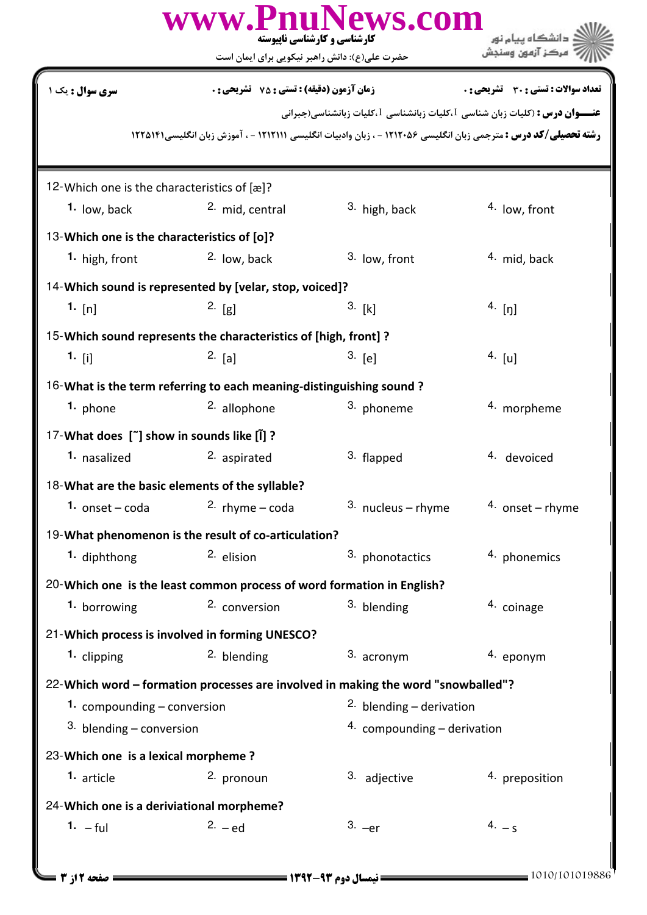سری سوال : یک ۱

زمان آزمون (دقیقه) : تستی : ۷۵ تشریحی : ۰

تعداد سوالات : تستی : ۳۰ تشریحی : ۰

**عنـــوان درس :** (کلیات زبان شناسی 1،کلیات زبانشناسی 1،کلیات زبانشناسی(جبرانی

**رشته تحصیلی/کد درس :** مترجمی زبان انگلیسی ۱۲۱۲۰۵۶ - ، زبان وادبیات انگلیسی ۱۲۱۲۱۱۱ - ، آموزش زبان انگلیسی۱۲۲۵۱۴۱

12-Which one is the characteristics of [æ]?

1. low, back
2. mid, central
3. high, back
4. low, front

13-**Which one is the characteristics of [o]?**

1. high, front
2. low, back
3. low, front
4. mid, back

14-**Which sound is represented by [velar, stop, voiced]?**

1. [n]
2. [g]
3. [k]
4. [ŋ]

15-**Which sound represents the characteristics of [high, front] ?**

1. [i]
2. [a]
3. [e]
4. [u]

16-**What is the term referring to each meaning-distinguishing sound ?**

1. phone
2. allophone
3. phoneme
4. morpheme

17-**What does [˜] show in sounds like [ĩ] ?**

1. nasalized
2. aspirated
3. flapped
4. devoiced

18-**What are the basic elements of the syllable?**

1. onset – coda
2. rhyme – coda
3. nucleus – rhyme
4. onset – rhyme

19-**What phenomenon is the result of co-articulation?**

1. diphthong
2. elision
3. phonotactics
4. phonemics

20-**Which one is the least common process of word formation in English?**

1. borrowing
2. conversion
3. blending
4. coinage

21-**Which process is involved in forming UNESCO?**

1. clipping
2. blending
3. acronym
4. eponym

22-**Which word – formation processes are involved in making the word "snowballed"?**

1. compounding – conversion
2. blending – derivation
3. blending – conversion
4. compounding – derivation

23-**Which one is a lexical morpheme ?**

1. article
2. pronoun
3. adjective
4. preposition

24-**Which one is a deriviational morpheme?**

1. – ful
2. – ed
3. –er
4. – s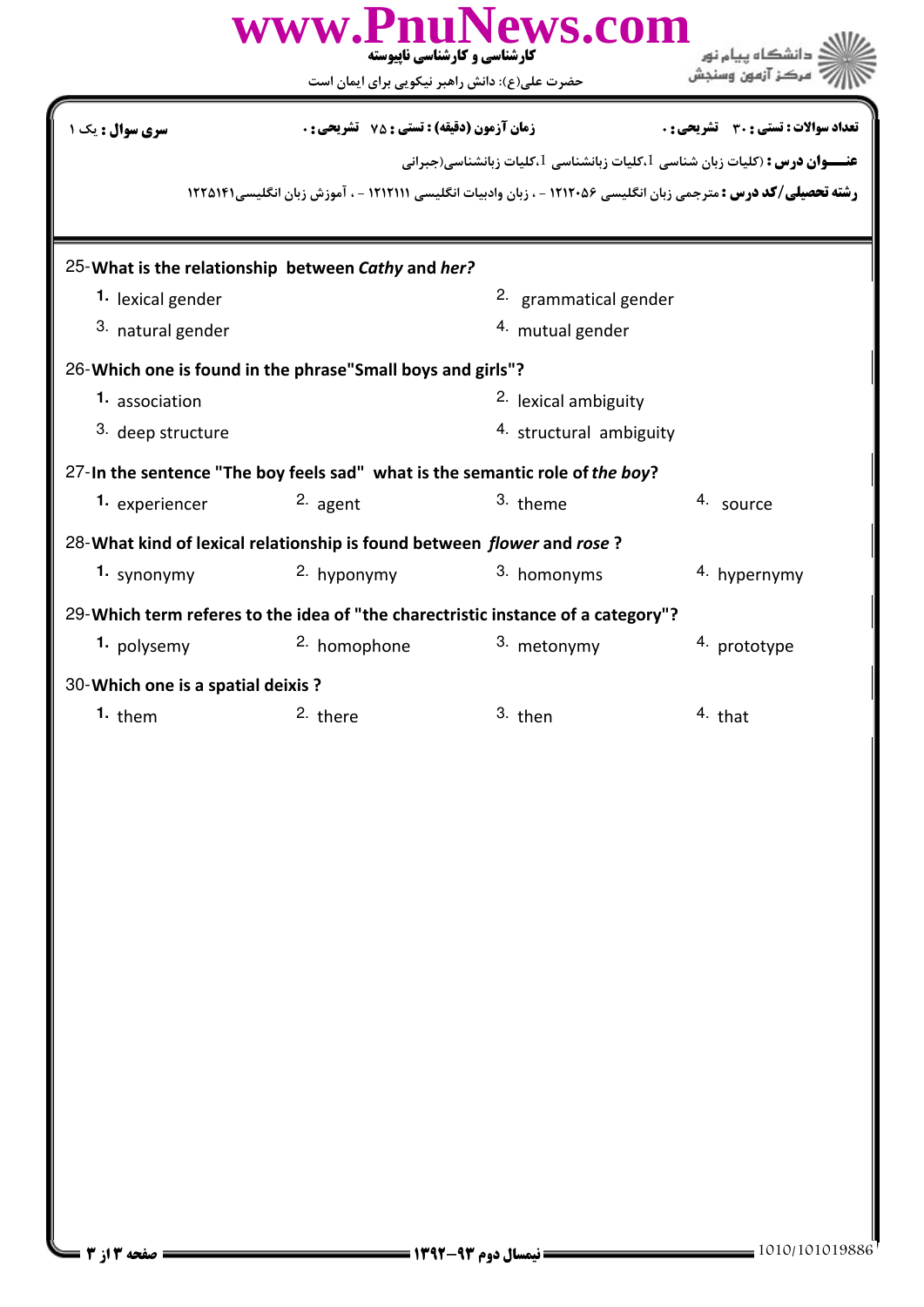سری سوال : یک ۱ | زمان آزمون (دقیقه) : تستی : ۷۵ تشریحی : ۰ | تعداد سوالات : تستی : ۳۰ تشریحی : ۰

**عنـــوان درس :** (کلیات زبان شناسی 1،کلیات زبانشناسی 1،کلیات زبانشناسی(جبرانی

**رشته تحصیلی/کد درس :** مترجمی زبان انگلیسی ۱۲۱۲۰۵۶ - ، زبان وادبیات انگلیسی ۱۲۱۲۱۱۱ - ، آموزش زبان انگلیسی۱۲۲۵۱۴۱

25-**What is the relationship between *Cathy* and *her?***

1. lexical gender
2. grammatical gender
3. natural gender
4. mutual gender

26-**Which one is found in the phrase"Small boys and girls"?**

1. association
2. lexical ambiguity
3. deep structure
4. structural ambiguity

27-**In the sentence "The boy feels sad" what is the semantic role of *the boy*?**

1. experiencer
2. agent
3. theme
4. source

28-**What kind of lexical relationship is found between *flower* and *rose* ?**

1. synonymy
2. hyponymy
3. homonyms
4. hypernymy

29-**Which term referes to the idea of "the charectristic instance of a category"?**

1. polysemy
2. homophone
3. metonymy
4. prototype

30-**Which one is a spatial deixis ?**

1. them
2. there
3. then
4. that